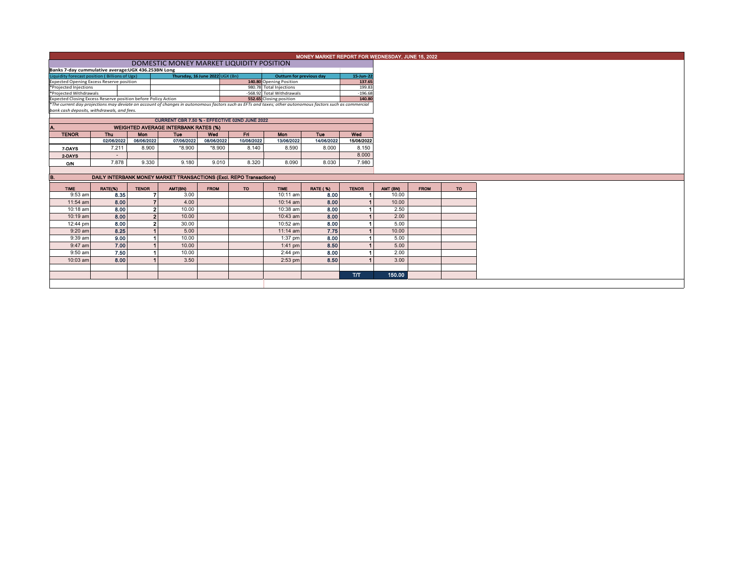# MONEY MARKET REPORT FOR WEDNESDAY, JUNE 15, 2022

## DOMESTIC MONEY MARKET LIQUIDITY POSITION

**Banks 7-day cummulative average:UGX 436.253BN Long**

| Liquidity forecast position ( Billions of Ugx) | Thursday, 16 June 2022 UGX (Bn) | Outturn for previous day | 15-Jun-22 |
|---|---|---|---|
| Expected Opening Excess Reserve position | 140.80 | Opening Position | 137.65 |
| *Projected Injections | 980.78 | Total Injections | 199.83 |
| *Projected Withdrawals | -568.92 | Total Withdrawals | -196.68 |
| Expected Closing Excess Reserve position before Policy Action | 552.65 | Closing position | 140.80 |

*The current day projections may deviate on account of changes in autonomous factors such as EFTs and taxes; other autonomous factors such as commercial bank cash deposits, withdrawals, and fees.*

**CURRENT CBR 7.50 % - EFFECTIVE 02ND JUNE 2022**

### A. WEIGHTED AVERAGE INTERBANK RATES (%)

| TENOR | Thu | Mon | Tue | Wed | Fri | Mon | Tue | Wed |
|---|---|---|---|---|---|---|---|---|
| | 02/06/2022 | 06/06/2022 | 07/06/2022 | 08/06/2022 | 10/06/2022 | 13/06/2022 | 14/06/2022 | 15/06/2022 |
| 7-DAYS | 7.211 | 8.900 | *8.900 | *8.900 | 8.140 | 8.590 | 8.000 | 8.150 |
| 2-DAYS | - | | | | | | | 8.000 |
| O/N | 7.878 | 9.330 | 9.180 | 9.010 | 8.320 | 8.090 | 8.030 | 7.980 |

### B. DAILY INTERBANK MONEY MARKET TRANSACTIONS (Excl. REPO Transactions)

| TIME | RATE(%) | TENOR | AMT(BN) | FROM | TO | TIME | RATE ( %) | TENOR | AMT (BN) | FROM | TO |
|---|---|---|---|---|---|---|---|---|---|---|---|
| 9:53 am | 8.35 | 7 | 3.00 | | | 10:11 am | 8.00 | 1 | 10.00 | | |
| 11:54 am | 8.00 | 7 | 4.00 | | | 10:14 am | 8.00 | 1 | 10.00 | | |
| 10:18 am | 8.00 | 2 | 10.00 | | | 10:38 am | 8.00 | 1 | 2.50 | | |
| 10:19 am | 8.00 | 2 | 10.00 | | | 10:43 am | 8.00 | 1 | 2.00 | | |
| 12:44 pm | 8.00 | 2 | 30.00 | | | 10:52 am | 8.00 | 1 | 5.00 | | |
| 9:20 am | 8.25 | 1 | 5.00 | | | 11:14 am | 7.75 | 1 | 10.00 | | |
| 9:39 am | 9.00 | 1 | 10.00 | | | 1:37 pm | 8.00 | 1 | 5.00 | | |
| 9:47 am | 7.00 | 1 | 10.00 | | | 1:41 pm | 8.50 | 1 | 5.00 | | |
| 9:50 am | 7.50 | 1 | 10.00 | | | 2:44 pm | 8.00 | 1 | 2.00 | | |
| 10:03 am | 8.00 | 1 | 3.50 | | | 2:53 pm | 8.50 | 1 | 3.00 | | |
| | | | | | | | | T/T | 150.00 | | |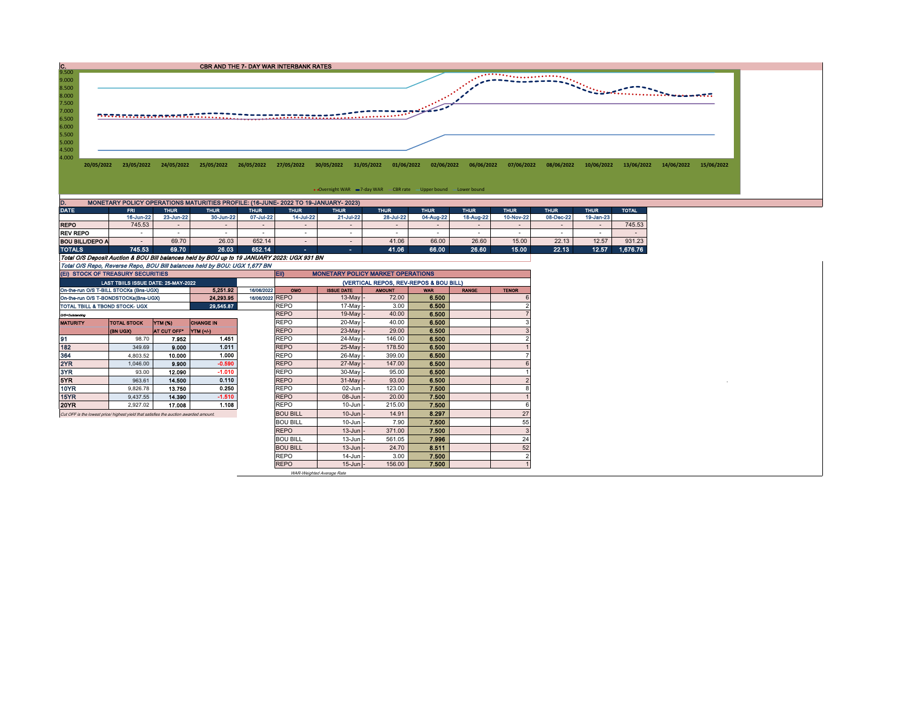## C. CBR AND THE 7- DAY WAR INTERBANK RATES

Y-axis: 4.000, 4.500, 5.000, 5.500, 6.000, 6.500, 7.000, 7.500, 8.000, 8.500, 9.000, 9.500

X-axis: 20/05/2022, 23/05/2022, 24/05/2022, 25/05/2022, 26/05/2022, 27/05/2022, 30/05/2022, 31/05/2022, 01/06/2022, 02/06/2022, 06/06/2022, 07/06/2022, 08/06/2022, 10/06/2022, 13/06/2022, 14/06/2022, 15/06/2022

Legend: Overnight WAR, 7-day WAR, CBR rate, Upper bound, Lower bound

## D. MONETARY POLICY OPERATIONS MATURITIES PROFILE: (16-JUNE- 2022 TO 19-JANUARY- 2023)

| DATE | FRI | THUR | THUR | THUR | THUR | THUR | THUR | THUR | THUR | THUR | THUR | THUR | TOTAL |
|---|---|---|---|---|---|---|---|---|---|---|---|---|---|
| | 16-Jun-22 | 23-Jun-22 | 30-Jun-22 | 07-Jul-22 | 14-Jul-22 | 21-Jul-22 | 28-Jul-22 | 04-Aug-22 | 18-Aug-22 | 10-Nov-22 | 08-Dec-22 | 19-Jan-23 | |
| REPO | 745.53 | - | - | - | - | - | - | - | - | - | - | - | 745.53 |
| REV REPO | - | - | - | - | - | - | - | - | - | - | - | - | - |
| BOU BILL/DEPO A | - | 69.70 | 26.03 | 652.14 | - | - | 41.06 | 66.00 | 26.60 | 15.00 | 22.13 | 12.57 | 931.23 |
| TOTALS | 745.53 | 69.70 | 26.03 | 652.14 | - | - | 41.06 | 66.00 | 26.60 | 15.00 | 22.13 | 12.57 | 1,676.76 |

*Total O/S Deposit Auction & BOU Bill balances held by BOU up to 19 JANUARY 2023: UGX 931 BN*

*Total O/S Repo, Reverse Repo, BOU Bill balances held by BOU: UGX 1,677 BN*

## (EI) STOCK OF TREASURY SECURITIES

| LAST TBIILS ISSUE DATE: 25-MAY-2022 | | |
|---|---|---|
| On-the-run O/S T-BILL STOCKs (Bns-UGX) | 5,251.92 | 16/06/2022 |
| On-the-run O/S T-BONDSTOCKs(Bns-UGX) | 24,293.95 | 16/06/2022 |
| TOTAL TBILL & TBOND STOCK- UGX | 29,545.87 | |

O/S=Outstanding

| MATURITY | TOTAL STOCK (BN UGX) | YTM (%) AT CUT OFF* | CHANGE IN YTM (+/-) |
|---|---|---|---|
| 91 | 98.70 | 7.952 | 1.451 |
| 182 | 349.69 | 9.000 | 1.011 |
| 364 | 4,803.52 | 10.000 | 1.000 |
| 2YR | 1,046.00 | 9.900 | -0.590 |
| 3YR | 93.00 | 12.090 | -1.010 |
| 5YR | 963.61 | 14.500 | 0.110 |
| 10YR | 9,826.78 | 13.750 | 0.250 |
| 15YR | 9,437.55 | 14.390 | -1.510 |
| 20YR | 2,927.02 | 17.008 | 1.108 |

*Cut OFF is the lowest price/ highest yield that satisfies the auction awarded amount.*

## Eii) MONETARY POLICY MARKET OPERATIONS

(VERTICAL REPOS, REV-REPOS & BOU BILL)

| OMO | ISSUE DATE | AMOUNT | WAR | RANGE | TENOR |
|---|---|---|---|---|---|
| REPO | 13-May | 72.00 | 6.500 | | 6 |
| REPO | 17-May | 3.00 | 6.500 | | 2 |
| REPO | 19-May | 40.00 | 6.500 | | 7 |
| REPO | 20-May | 40.00 | 6.500 | | 3 |
| REPO | 23-May | 29.00 | 6.500 | | 3 |
| REPO | 24-May | 146.00 | 6.500 | | 2 |
| REPO | 25-May | 178.50 | 6.500 | | 1 |
| REPO | 26-May | 399.00 | 6.500 | | 7 |
| REPO | 27-May | 147.00 | 6.500 | | 6 |
| REPO | 30-May | 95.00 | 6.500 | | 1 |
| REPO | 31-May | 93.00 | 6.500 | | 2 |
| REPO | 02-Jun | 123.00 | 7.500 | | 8 |
| REPO | 08-Jun | 20.00 | 7.500 | | 1 |
| REPO | 10-Jun | 215.00 | 7.500 | | 6 |
| BOU BILL | 10-Jun | 14.91 | 8.297 | | 27 |
| BOU BILL | 10-Jun | 7.90 | 7.500 | | 55 |
| REPO | 13-Jun | 371.00 | 7.500 | | 3 |
| BOU BILL | 13-Jun | 561.05 | 7.996 | | 24 |
| BOU BILL | 13-Jun | 24.70 | 8.511 | | 52 |
| REPO | 14-Jun | 3.00 | 7.500 | | 2 |
| REPO | 15-Jun | 156.00 | 7.500 | | 1 |

*WAR-Weighted Average Rate*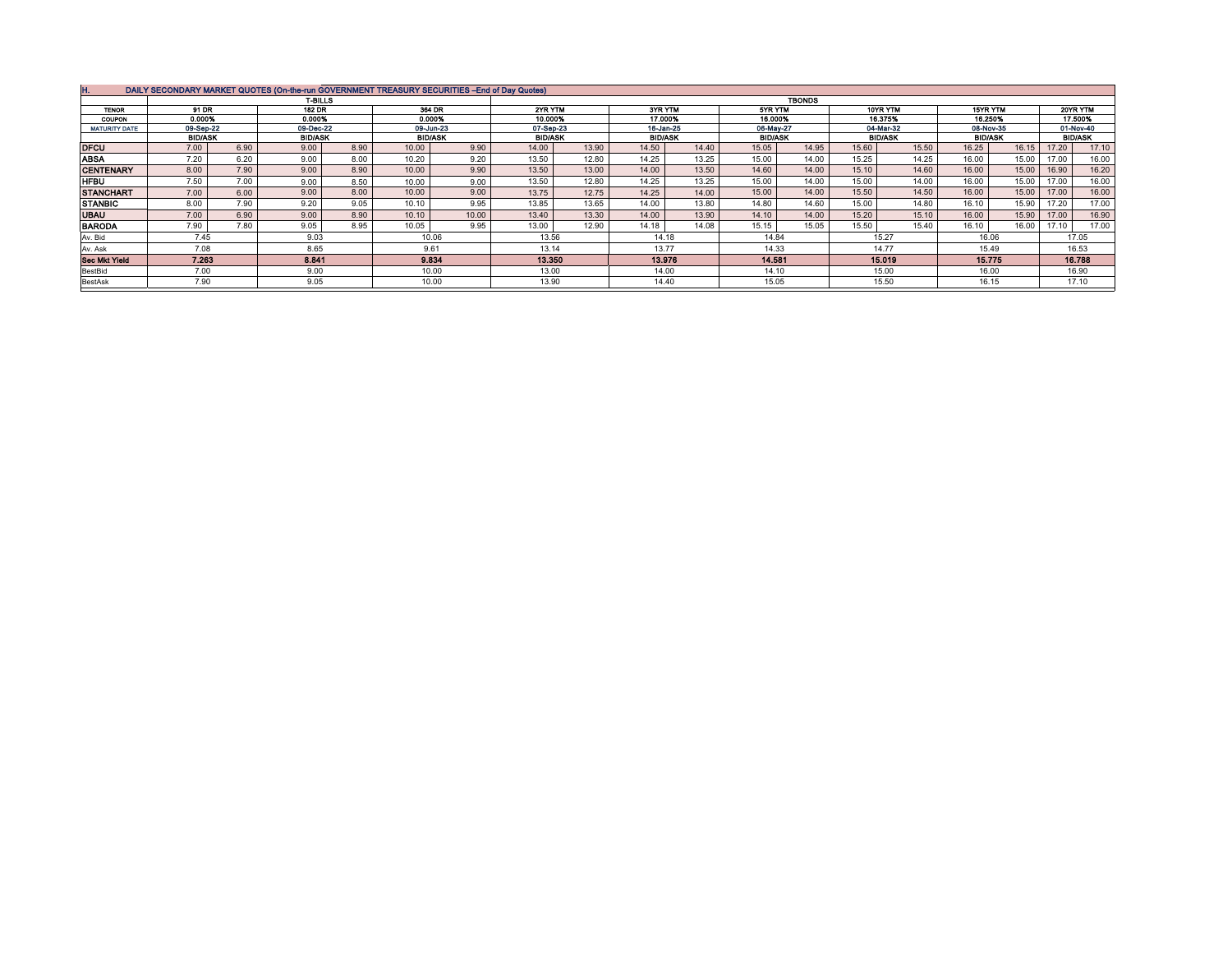| H. | DAILY SECONDARY MARKET QUOTES (On-the-run GOVERNMENT TREASURY SECURITIES –End of Day Quotes) | | | | | | | | | | | | | | | | | |
|---|---|---|---|---|---|---|---|---|---|---|---|---|---|---|---|---|---|---|
| | T-BILLS | | | | | | TBONDS | | | | | | | | | | | |
| TENOR | 91 DR | | 182 DR | | 364 DR | | 2YR YTM | | 3YR YTM | | 5YR YTM | | 10YR YTM | | 15YR YTM | | 20YR YTM | |
| COUPON | 0.000% | | 0.000% | | 0.000% | | 10.000% | | 17.000% | | 16.000% | | 16.375% | | 16.250% | | 17.500% | |
| MATURITY DATE | 09-Sep-22 | | 09-Dec-22 | | 09-Jun-23 | | 07-Sep-23 | | 16-Jan-25 | | 08-May-27 | | 04-Mar-32 | | 08-Nov-35 | | 01-Nov-40 | |
| | BID/ASK | | BID/ASK | | BID/ASK | | BID/ASK | | BID/ASK | | BID/ASK | | BID/ASK | | BID/ASK | | BID/ASK | |
| DFCU | 7.00 | 6.90 | 9.00 | 8.90 | 10.00 | 9.90 | 14.00 | 13.90 | 14.50 | 14.40 | 15.05 | 14.95 | 15.60 | 15.50 | 16.25 | 16.15 | 17.20 | 17.10 |
| ABSA | 7.20 | 6.20 | 9.00 | 8.00 | 10.20 | 9.20 | 13.50 | 12.80 | 14.25 | 13.25 | 15.00 | 14.00 | 15.25 | 14.25 | 16.00 | 15.00 | 17.00 | 16.00 |
| CENTENARY | 8.00 | 7.90 | 9.00 | 8.90 | 10.00 | 9.90 | 13.50 | 13.00 | 14.00 | 13.50 | 14.60 | 14.00 | 15.10 | 14.60 | 16.00 | 15.00 | 16.90 | 16.20 |
| HFBU | 7.50 | 7.00 | 9.00 | 8.50 | 10.00 | 9.00 | 13.50 | 12.80 | 14.25 | 13.25 | 15.00 | 14.00 | 15.00 | 14.00 | 16.00 | 15.00 | 17.00 | 16.00 |
| STANCHART | 7.00 | 6.00 | 9.00 | 8.00 | 10.00 | 9.00 | 13.75 | 12.75 | 14.25 | 14.00 | 15.00 | 14.00 | 15.50 | 14.50 | 16.00 | 15.00 | 17.00 | 16.00 |
| STANBIC | 8.00 | 7.90 | 9.20 | 9.05 | 10.10 | 9.95 | 13.85 | 13.65 | 14.00 | 13.80 | 14.80 | 14.60 | 15.00 | 14.80 | 16.10 | 15.90 | 17.20 | 17.00 |
| UBAU | 7.00 | 6.90 | 9.00 | 8.90 | 10.10 | 10.00 | 13.40 | 13.30 | 14.00 | 13.90 | 14.10 | 14.00 | 15.20 | 15.10 | 16.00 | 15.90 | 17.00 | 16.90 |
| BARODA | 7.90 | 7.80 | 9.05 | 8.95 | 10.05 | 9.95 | 13.00 | 12.90 | 14.18 | 14.08 | 15.15 | 15.05 | 15.50 | 15.40 | 16.10 | 16.00 | 17.10 | 17.00 |
| Av. Bid | 7.45 | | 9.03 | | 10.06 | | 13.56 | | 14.18 | | 14.84 | | 15.27 | | 16.06 | | 17.05 | |
| Av. Ask | 7.08 | | 8.65 | | 9.61 | | 13.14 | | 13.77 | | 14.33 | | 14.77 | | 15.49 | | 16.53 | |
| Sec Mkt Yield | 7.263 | | 8.841 | | 9.834 | | 13.350 | | 13.976 | | 14.581 | | 15.019 | | 15.775 | | 16.788 | |
| BestBid | 7.00 | | 9.00 | | 10.00 | | 13.00 | | 14.00 | | 14.10 | | 15.00 | | 16.00 | | 16.90 | |
| BestAsk | 7.90 | | 9.05 | | 10.00 | | 13.90 | | 14.40 | | 15.05 | | 15.50 | | 16.15 | | 17.10 | |